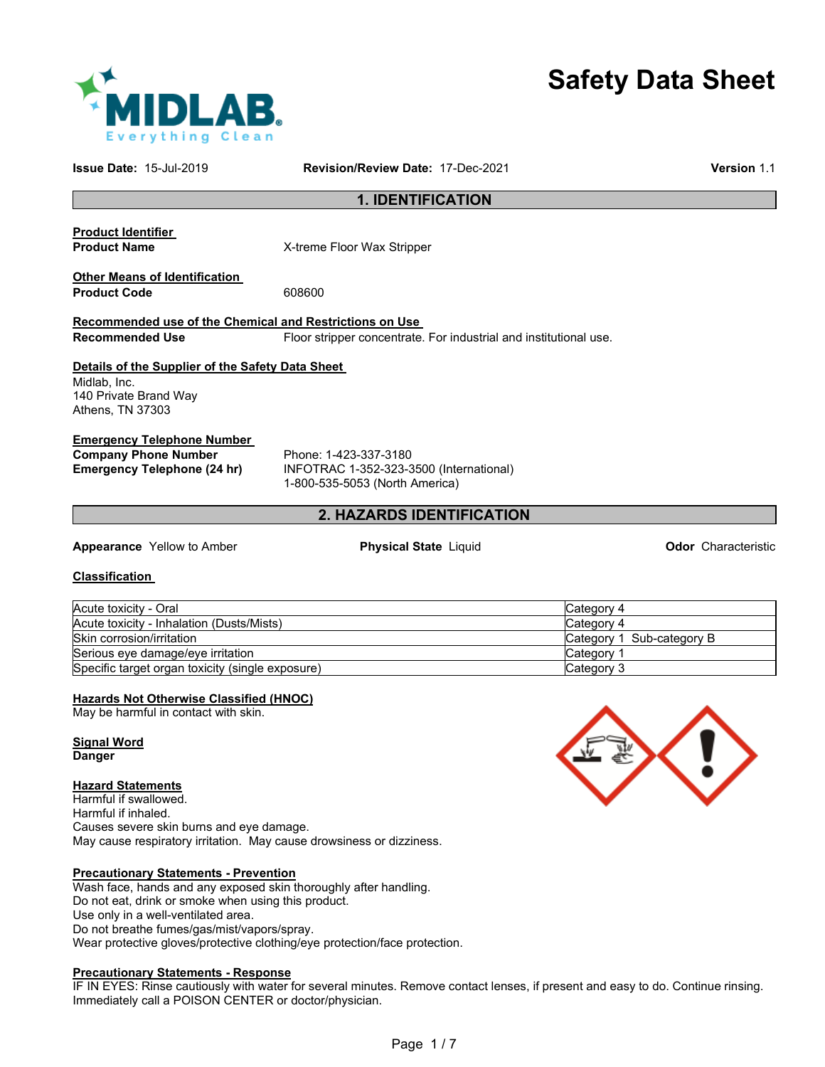# Safety Data Sheet

**Issue Date:** 15-Jul-2019 **Revision/Review Date:** 17-Dec-2021 **Version** 1.1

## 1. IDENTIFICATION

**Product Identifier**

**Product Name** X-treme Floor Wax Stripper

**Other Means of Identification**

**Product Code** 608600

**Recommended use of the Chemical and Restrictions on Use**

**Recommended Use** Floor stripper concentrate. For industrial and institutional use.

**Details of the Supplier of the Safety Data Sheet**

Midlab, Inc.
140 Private Brand Way
Athens, TN 37303

**Emergency Telephone Number**

**Company Phone Number** Phone: 1-423-337-3180

**Emergency Telephone (24 hr)** INFOTRAC 1-352-323-3500 (International)
1-800-535-5053 (North America)

## 2. HAZARDS IDENTIFICATION

**Appearance** Yellow to Amber **Physical State** Liquid **Odor** Characteristic

**Classification**

| Hazard | Category |
|---|---|
| Acute toxicity - Oral | Category 4 |
| Acute toxicity - Inhalation (Dusts/Mists) | Category 4 |
| Skin corrosion/irritation | Category 1 Sub-category B |
| Serious eye damage/eye irritation | Category 1 |
| Specific target organ toxicity (single exposure) | Category 3 |

**Hazards Not Otherwise Classified (HNOC)**

May be harmful in contact with skin.

**Signal Word**

**Danger**

**Hazard Statements**

Harmful if swallowed.
Harmful if inhaled.
Causes severe skin burns and eye damage.
May cause respiratory irritation. May cause drowsiness or dizziness.

**Precautionary Statements - Prevention**

Wash face, hands and any exposed skin thoroughly after handling.
Do not eat, drink or smoke when using this product.
Use only in a well-ventilated area.
Do not breathe fumes/gas/mist/vapors/spray.
Wear protective gloves/protective clothing/eye protection/face protection.

**Precautionary Statements - Response**

IF IN EYES: Rinse cautiously with water for several minutes. Remove contact lenses, if present and easy to do. Continue rinsing.
Immediately call a POISON CENTER or doctor/physician.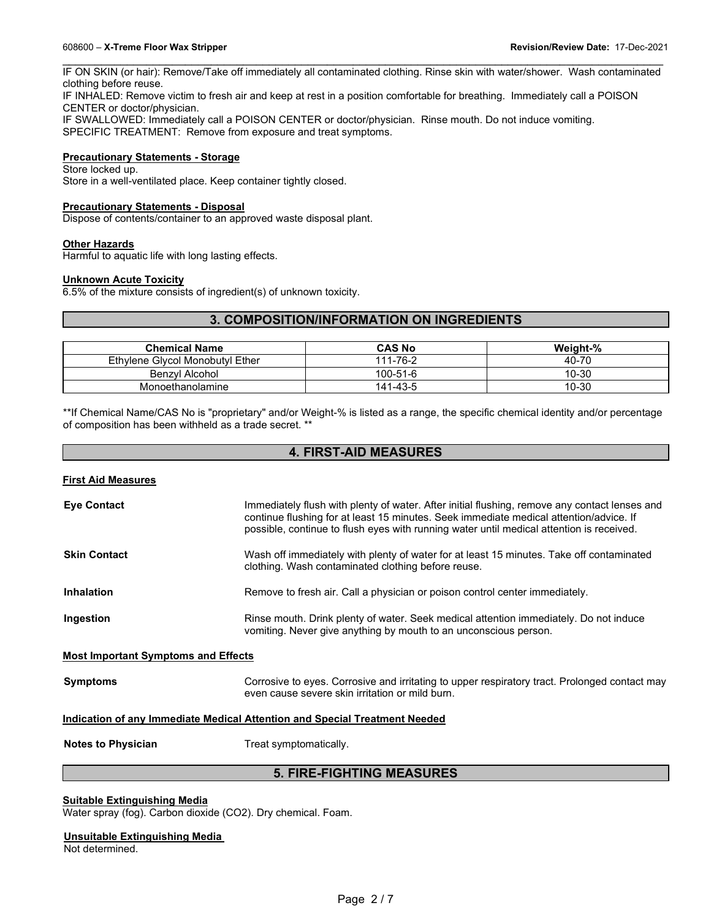IF ON SKIN (or hair): Remove/Take off immediately all contaminated clothing. Rinse skin with water/shower. Wash contaminated clothing before reuse.
IF INHALED: Remove victim to fresh air and keep at rest in a position comfortable for breathing. Immediately call a POISON CENTER or doctor/physician.
IF SWALLOWED: Immediately call a POISON CENTER or doctor/physician. Rinse mouth. Do not induce vomiting.
SPECIFIC TREATMENT: Remove from exposure and treat symptoms.

**Precautionary Statements - Storage**

Store locked up.
Store in a well-ventilated place. Keep container tightly closed.

**Precautionary Statements - Disposal**

Dispose of contents/container to an approved waste disposal plant.

**Other Hazards**

Harmful to aquatic life with long lasting effects.

**Unknown Acute Toxicity**

6.5% of the mixture consists of ingredient(s) of unknown toxicity.

## 3. COMPOSITION/INFORMATION ON INGREDIENTS

| Chemical Name | CAS No | Weight-% |
| --- | --- | --- |
| Ethylene Glycol Monobutyl Ether | 111-76-2 | 40-70 |
| Benzyl Alcohol | 100-51-6 | 10-30 |
| Monoethanolamine | 141-43-5 | 10-30 |

**If Chemical Name/CAS No is "proprietary" and/or Weight-% is listed as a range, the specific chemical identity and/or percentage of composition has been withheld as a trade secret. **

## 4. FIRST-AID MEASURES

**First Aid Measures**

**Eye Contact** — Immediately flush with plenty of water. After initial flushing, remove any contact lenses and continue flushing for at least 15 minutes. Seek immediate medical attention/advice. If possible, continue to flush eyes with running water until medical attention is received.

**Skin Contact** — Wash off immediately with plenty of water for at least 15 minutes. Take off contaminated clothing. Wash contaminated clothing before reuse.

**Inhalation** — Remove to fresh air. Call a physician or poison control center immediately.

**Ingestion** — Rinse mouth. Drink plenty of water. Seek medical attention immediately. Do not induce vomiting. Never give anything by mouth to an unconscious person.

**Most Important Symptoms and Effects**

**Symptoms** — Corrosive to eyes. Corrosive and irritating to upper respiratory tract. Prolonged contact may even cause severe skin irritation or mild burn.

**Indication of any Immediate Medical Attention and Special Treatment Needed**

**Notes to Physician** — Treat symptomatically.

## 5. FIRE-FIGHTING MEASURES

**Suitable Extinguishing Media**

Water spray (fog). Carbon dioxide ($CO_2$). Dry chemical. Foam.

**Unsuitable Extinguishing Media**

Not determined.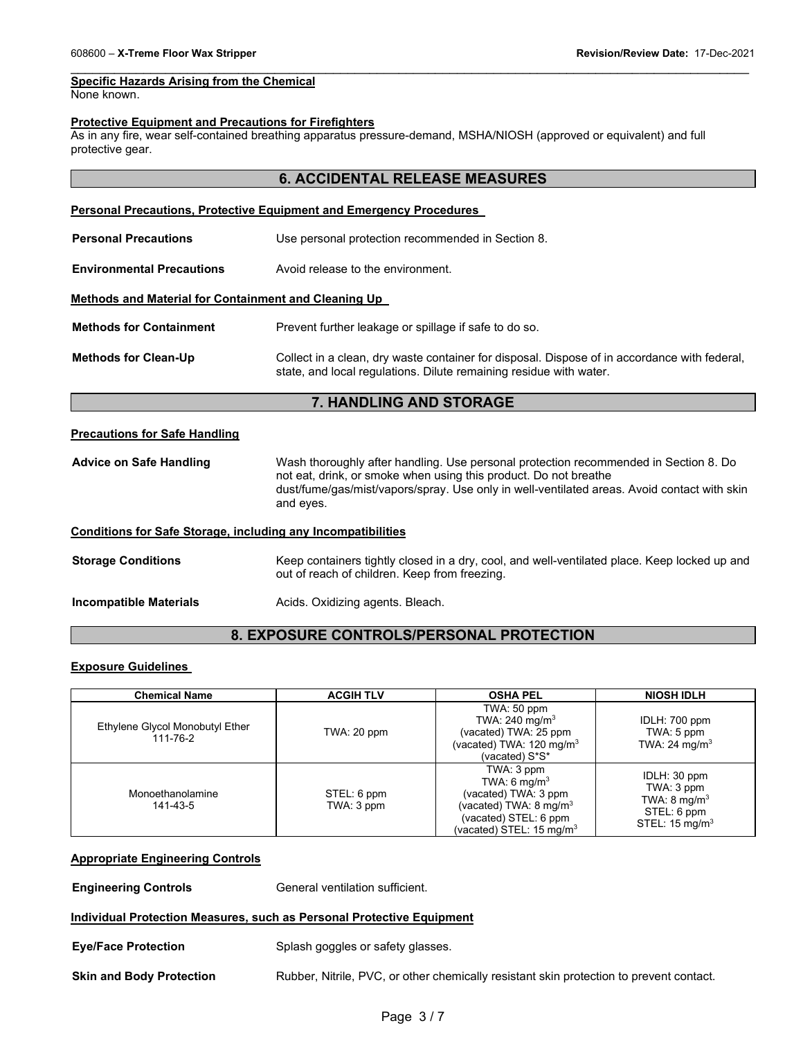**Specific Hazards Arising from the Chemical**

None known.

**Protective Equipment and Precautions for Firefighters**

As in any fire, wear self-contained breathing apparatus pressure-demand, MSHA/NIOSH (approved or equivalent) and full protective gear.

## 6. ACCIDENTAL RELEASE MEASURES

**Personal Precautions, Protective Equipment and Emergency Procedures**

**Personal Precautions** Use personal protection recommended in Section 8.

**Environmental Precautions** Avoid release to the environment.

**Methods and Material for Containment and Cleaning Up**

**Methods for Containment** Prevent further leakage or spillage if safe to do so.

**Methods for Clean-Up** Collect in a clean, dry waste container for disposal. Dispose of in accordance with federal, state, and local regulations. Dilute remaining residue with water.

## 7. HANDLING AND STORAGE

**Precautions for Safe Handling**

**Advice on Safe Handling** Wash thoroughly after handling. Use personal protection recommended in Section 8. Do not eat, drink, or smoke when using this product. Do not breathe dust/fume/gas/mist/vapors/spray. Use only in well-ventilated areas. Avoid contact with skin and eyes.

**Conditions for Safe Storage, including any Incompatibilities**

**Storage Conditions** Keep containers tightly closed in a dry, cool, and well-ventilated place. Keep locked up and out of reach of children. Keep from freezing.

**Incompatible Materials** Acids. Oxidizing agents. Bleach.

## 8. EXPOSURE CONTROLS/PERSONAL PROTECTION

**Exposure Guidelines**

| Chemical Name | ACGIH TLV | OSHA PEL | NIOSH IDLH |
|---|---|---|---|
| Ethylene Glycol Monobutyl Ether 111-76-2 | TWA: 20 ppm | TWA: 50 ppm<br>TWA: 240 mg/m$^3$<br>(vacated) TWA: 25 ppm<br>(vacated) TWA: 120 mg/m$^3$<br>(vacated) S*S* | IDLH: 700 ppm<br>TWA: 5 ppm<br>TWA: 24 mg/m$^3$ |
| Monoethanolamine 141-43-5 | STEL: 6 ppm<br>TWA: 3 ppm | TWA: 3 ppm<br>TWA: 6 mg/m$^3$<br>(vacated) TWA: 3 ppm<br>(vacated) TWA: 8 mg/m$^3$<br>(vacated) STEL: 6 ppm<br>(vacated) STEL: 15 mg/m$^3$ | IDLH: 30 ppm<br>TWA: 3 ppm<br>TWA: 8 mg/m$^3$<br>STEL: 6 ppm<br>STEL: 15 mg/m$^3$ |

**Appropriate Engineering Controls**

**Engineering Controls** General ventilation sufficient.

**Individual Protection Measures, such as Personal Protective Equipment**

**Eye/Face Protection** Splash goggles or safety glasses.

**Skin and Body Protection** Rubber, Nitrile, PVC, or other chemically resistant skin protection to prevent contact.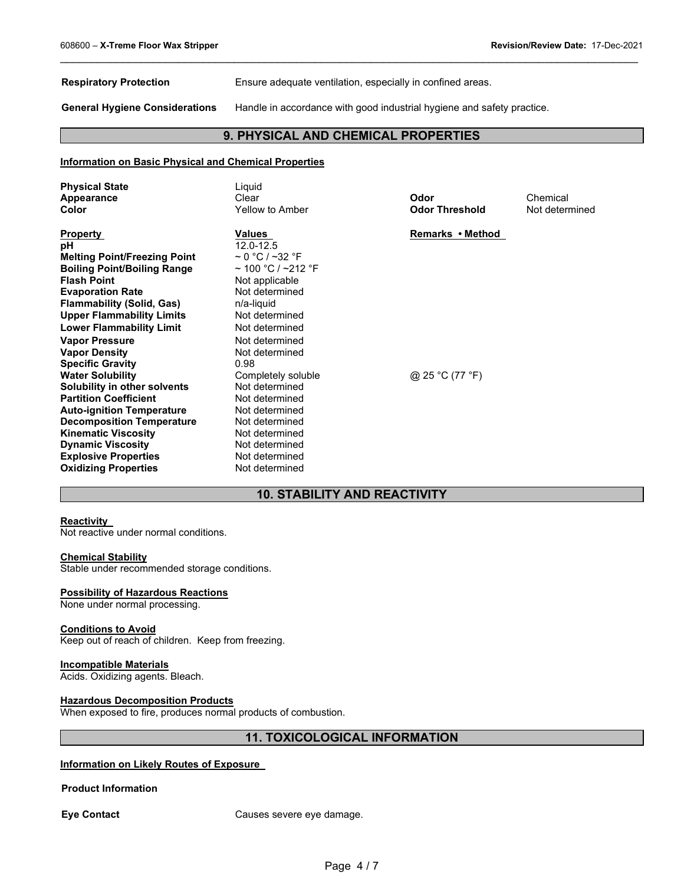| | |
|---|---|
| **Respiratory Protection** | Ensure adequate ventilation, especially in confined areas. |
| **General Hygiene Considerations** | Handle in accordance with good industrial hygiene and safety practice. |

## 9. PHYSICAL AND CHEMICAL PROPERTIES

**Information on Basic Physical and Chemical Properties**

| | | | |
|---|---|---|---|
| **Physical State** | Liquid | | |
| **Appearance** | Clear | **Odor** | Chemical |
| **Color** | Yellow to Amber | **Odor Threshold** | Not determined |

| **Property** | **Values** | **Remarks • Method** |
|---|---|---|
| **pH** | 12.0-12.5 | |
| **Melting Point/Freezing Point** | ~ 0 °C / ~32 °F | |
| **Boiling Point/Boiling Range** | ~ 100 °C / ~212 °F | |
| **Flash Point** | Not applicable | |
| **Evaporation Rate** | Not determined | |
| **Flammability (Solid, Gas)** | n/a-liquid | |
| **Upper Flammability Limits** | Not determined | |
| **Lower Flammability Limit** | Not determined | |
| **Vapor Pressure** | Not determined | |
| **Vapor Density** | Not determined | |
| **Specific Gravity** | 0.98 | |
| **Water Solubility** | Completely soluble | @ 25 °C (77 °F) |
| **Solubility in other solvents** | Not determined | |
| **Partition Coefficient** | Not determined | |
| **Auto-ignition Temperature** | Not determined | |
| **Decomposition Temperature** | Not determined | |
| **Kinematic Viscosity** | Not determined | |
| **Dynamic Viscosity** | Not determined | |
| **Explosive Properties** | Not determined | |
| **Oxidizing Properties** | Not determined | |

## 10. STABILITY AND REACTIVITY

**Reactivity**

Not reactive under normal conditions.

**Chemical Stability**

Stable under recommended storage conditions.

**Possibility of Hazardous Reactions**

None under normal processing.

**Conditions to Avoid**

Keep out of reach of children. Keep from freezing.

**Incompatible Materials**

Acids. Oxidizing agents. Bleach.

**Hazardous Decomposition Products**

When exposed to fire, produces normal products of combustion.

## 11. TOXICOLOGICAL INFORMATION

**Information on Likely Routes of Exposure**

**Product Information**

| | |
|---|---|
| **Eye Contact** | Causes severe eye damage. |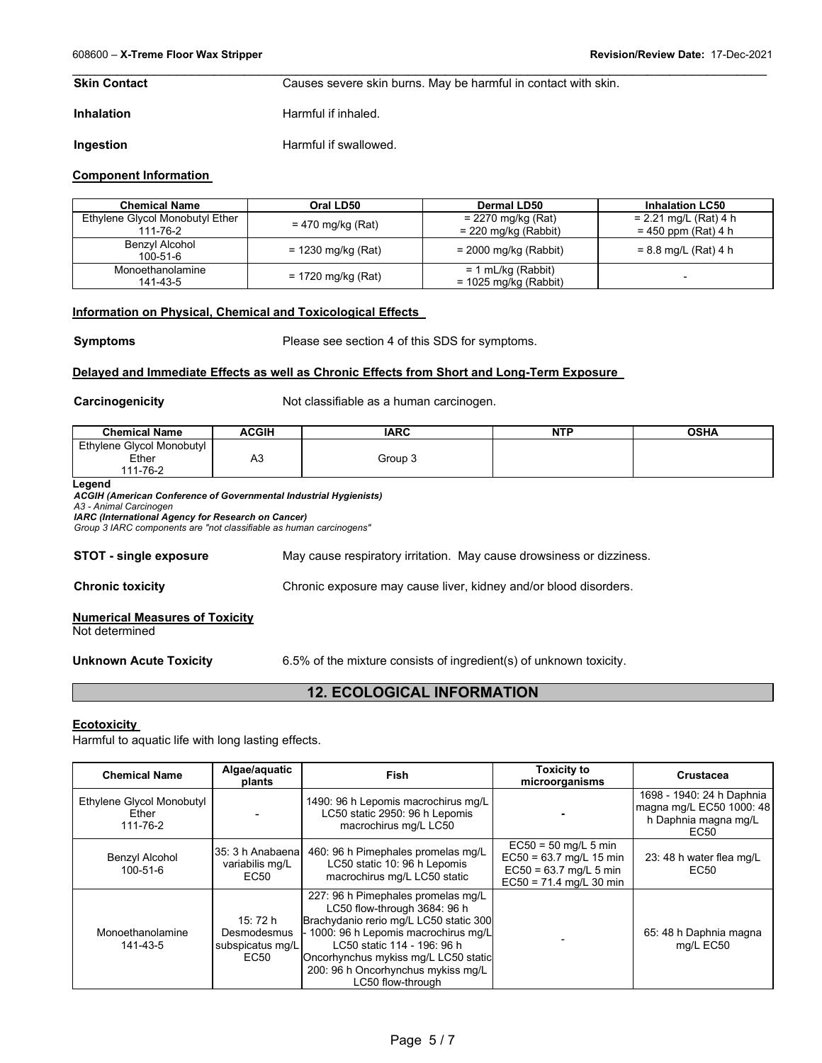**Skin Contact** Causes severe skin burns. May be harmful in contact with skin.

**Inhalation** Harmful if inhaled.

**Ingestion** Harmful if swallowed.

**Component Information**

| Chemical Name | Oral LD50 | Dermal LD50 | Inhalation LC50 |
|---|---|---|---|
| Ethylene Glycol Monobutyl Ether 111-76-2 | = 470 mg/kg (Rat) | = 2270 mg/kg (Rat) = 220 mg/kg (Rabbit) | = 2.21 mg/L (Rat) 4 h = 450 ppm (Rat) 4 h |
| Benzyl Alcohol 100-51-6 | = 1230 mg/kg (Rat) | = 2000 mg/kg (Rabbit) | = 8.8 mg/L (Rat) 4 h |
| Monoethanolamine 141-43-5 | = 1720 mg/kg (Rat) | = 1 mL/kg (Rabbit) = 1025 mg/kg (Rabbit) | - |

**Information on Physical, Chemical and Toxicological Effects**

**Symptoms** Please see section 4 of this SDS for symptoms.

**Delayed and Immediate Effects as well as Chronic Effects from Short and Long-Term Exposure**

**Carcinogenicity** Not classifiable as a human carcinogen.

| Chemical Name | ACGIH | IARC | NTP | OSHA |
|---|---|---|---|---|
| Ethylene Glycol Monobutyl Ether 111-76-2 | A3 | Group 3 | | |

**Legend**
***ACGIH (American Conference of Governmental Industrial Hygienists)***
*A3 - Animal Carcinogen*
***IARC (International Agency for Research on Cancer)***
*Group 3 IARC components are "not classifiable as human carcinogens"*

**STOT - single exposure** May cause respiratory irritation. May cause drowsiness or dizziness.

**Chronic toxicity** Chronic exposure may cause liver, kidney and/or blood disorders.

**Numerical Measures of Toxicity**
Not determined

**Unknown Acute Toxicity** 6.5% of the mixture consists of ingredient(s) of unknown toxicity.

## 12. ECOLOGICAL INFORMATION

**Ecotoxicity**
Harmful to aquatic life with long lasting effects.

| Chemical Name | Algae/aquatic plants | Fish | Toxicity to microorganisms | Crustacea |
|---|---|---|---|---|
| Ethylene Glycol Monobutyl Ether 111-76-2 | - | 1490: 96 h Lepomis macrochirus mg/L LC50 static 2950: 96 h Lepomis macrochirus mg/L LC50 | - | 1698 - 1940: 24 h Daphnia magna mg/L EC50 1000: 48 h Daphnia magna mg/L EC50 |
| Benzyl Alcohol 100-51-6 | 35: 3 h Anabaena variabilis mg/L EC50 | 460: 96 h Pimephales promelas mg/L LC50 static 10: 96 h Lepomis macrochirus mg/L LC50 static | EC50 = 50 mg/L 5 min EC50 = 63.7 mg/L 15 min EC50 = 63.7 mg/L 5 min EC50 = 71.4 mg/L 30 min | 23: 48 h water flea mg/L EC50 |
| Monoethanolamine 141-43-5 | 15: 72 h Desmodesmus subspicatus mg/L EC50 | 227: 96 h Pimephales promelas mg/L LC50 flow-through 3684: 96 h Brachydanio rerio mg/L LC50 static 300 - 1000: 96 h Lepomis macrochirus mg/L LC50 static 114 - 196: 96 h Oncorhynchus mykiss mg/L LC50 static 200: 96 h Oncorhynchus mykiss mg/L LC50 flow-through | - | 65: 48 h Daphnia magna mg/L EC50 |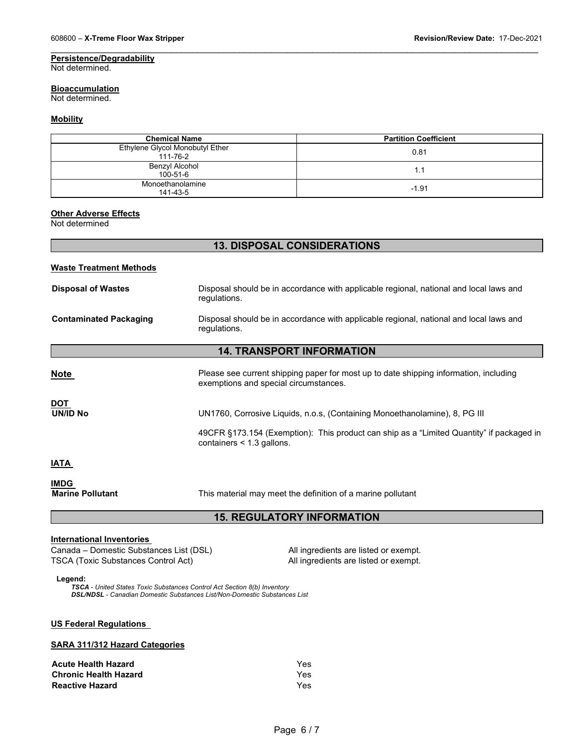#### Persistence/Degradability
Not determined.

#### Bioaccumulation
Not determined.

#### Mobility

| Chemical Name | Partition Coefficient |
|---|---|
| Ethylene Glycol Monobutyl Ether 111-76-2 | 0.81 |
| Benzyl Alcohol 100-51-6 | 1.1 |
| Monoethanolamine 141-43-5 | -1.91 |

#### Other Adverse Effects
Not determined

## 13. DISPOSAL CONSIDERATIONS

#### Waste Treatment Methods

**Disposal of Wastes** Disposal should be in accordance with applicable regional, national and local laws and regulations.

**Contaminated Packaging** Disposal should be in accordance with applicable regional, national and local laws and regulations.

## 14. TRANSPORT INFORMATION

**Note** Please see current shipping paper for most up to date shipping information, including exemptions and special circumstances.

**DOT**

**UN/ID No** UN1760, Corrosive Liquids, n.o.s, (Containing Monoethanolamine), 8, PG III

49CFR §173.154 (Exemption): This product can ship as a "Limited Quantity" if packaged in containers < 1.3 gallons.

**IATA**

**IMDG**

**Marine Pollutant** This material may meet the definition of a marine pollutant

## 15. REGULATORY INFORMATION

#### International Inventories

Canada – Domestic Substances List (DSL) All ingredients are listed or exempt.
TSCA (Toxic Substances Control Act) All ingredients are listed or exempt.

**Legend:**
*TSCA - United States Toxic Substances Control Act Section 8(b) Inventory*
*DSL/NDSL - Canadian Domestic Substances List/Non-Domestic Substances List*

#### US Federal Regulations

#### SARA 311/312 Hazard Categories

**Acute Health Hazard** Yes
**Chronic Health Hazard** Yes
**Reactive Hazard** Yes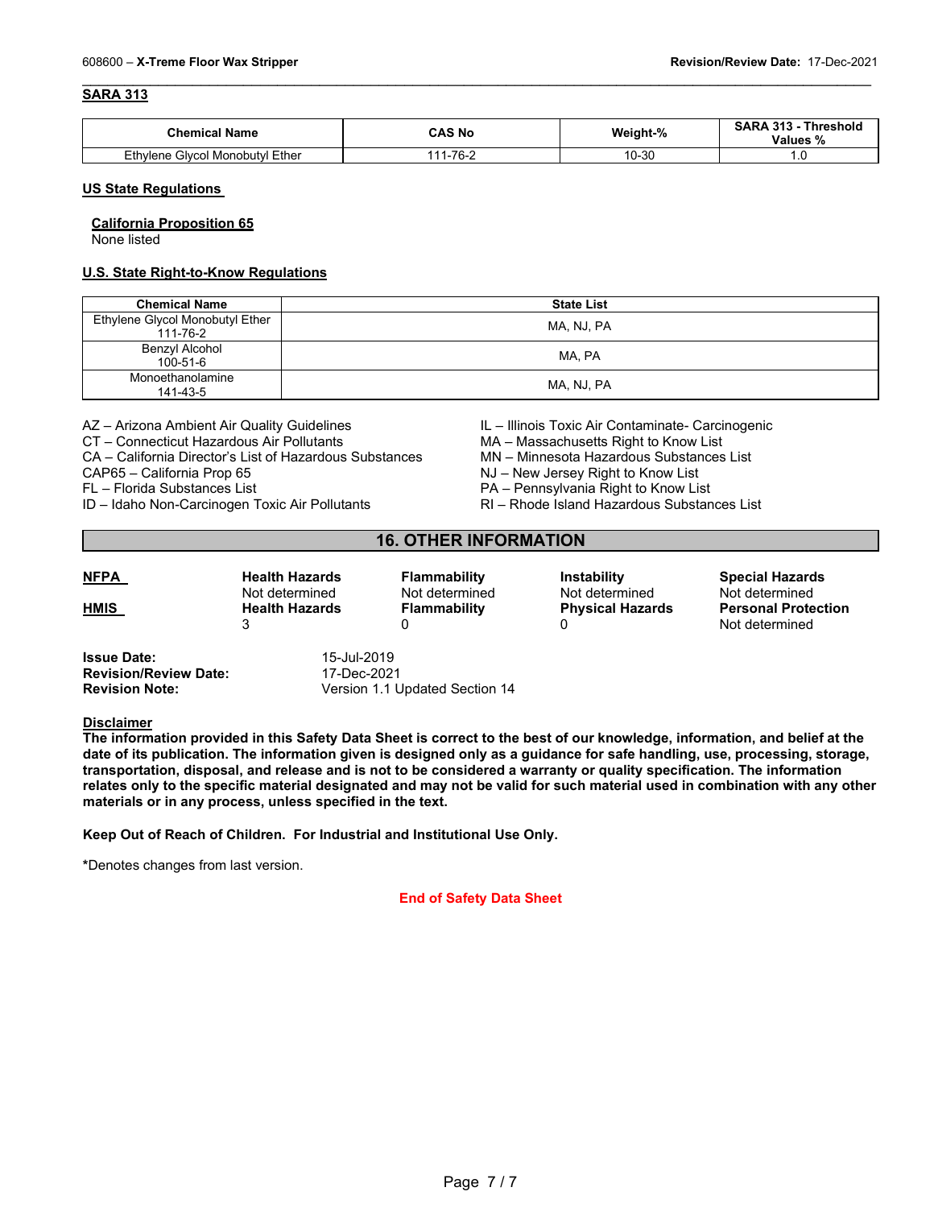### SARA 313

| Chemical Name | CAS No | Weight-% | SARA 313 - Threshold Values % |
|---|---|---|---|
| Ethylene Glycol Monobutyl Ether | 111-76-2 | 10-30 | 1.0 |

### US State Regulations

**California Proposition 65**
None listed

### U.S. State Right-to-Know Regulations

| Chemical Name | State List |
|---|---|
| Ethylene Glycol Monobutyl Ether 111-76-2 | MA, NJ, PA |
| Benzyl Alcohol 100-51-6 | MA, PA |
| Monoethanolamine 141-43-5 | MA, NJ, PA |

AZ – Arizona Ambient Air Quality Guidelines
CT – Connecticut Hazardous Air Pollutants
CA – California Director's List of Hazardous Substances
CAP65 – California Prop 65
FL – Florida Substances List
ID – Idaho Non-Carcinogen Toxic Air Pollutants
IL – Illinois Toxic Air Contaminate- Carcinogenic
MA – Massachusetts Right to Know List
MN – Minnesota Hazardous Substances List
NJ – New Jersey Right to Know List
PA – Pennsylvania Right to Know List
RI – Rhode Island Hazardous Substances List

## 16. OTHER INFORMATION

| | | | | |
|---|---|---|---|---|
| **NFPA** | **Health Hazards** Not determined | **Flammability** Not determined | **Instability** Not determined | **Special Hazards** Not determined |
| **HMIS** | **Health Hazards** 3 | **Flammability** 0 | **Physical Hazards** 0 | **Personal Protection** Not determined |

**Issue Date:** 15-Jul-2019
**Revision/Review Date:** 17-Dec-2021
**Revision Note:** Version 1.1 Updated Section 14

**Disclaimer**
**The information provided in this Safety Data Sheet is correct to the best of our knowledge, information, and belief at the date of its publication. The information given is designed only as a guidance for safe handling, use, processing, storage, transportation, disposal, and release and is not to be considered a warranty or quality specification. The information relates only to the specific material designated and may not be valid for such material used in combination with any other materials or in any process, unless specified in the text.**

**Keep Out of Reach of Children. For Industrial and Institutional Use Only.**

**\***Denotes changes from last version.

**End of Safety Data Sheet**